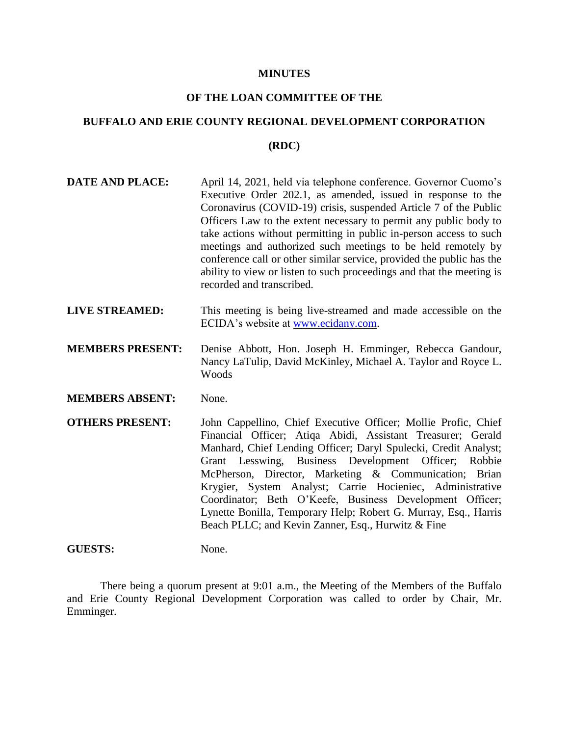# MINUTES

## OF THE LOAN COMMITTEE OF THE

## BUFFALO AND ERIE COUNTY REGIONAL DEVELOPMENT CORPORATION

## (RDC)

**DATE AND PLACE:** April 14, 2021, held via telephone conference. Governor Cuomo's Executive Order 202.1, as amended, issued in response to the Coronavirus (COVID-19) crisis, suspended Article 7 of the Public Officers Law to the extent necessary to permit any public body to take actions without permitting in public in-person access to such meetings and authorized such meetings to be held remotely by conference call or other similar service, provided the public has the ability to view or listen to such proceedings and that the meeting is recorded and transcribed.

**LIVE STREAMED:** This meeting is being live-streamed and made accessible on the ECIDA's website at www.ecidany.com.

**MEMBERS PRESENT:** Denise Abbott, Hon. Joseph H. Emminger, Rebecca Gandour, Nancy LaTulip, David McKinley, Michael A. Taylor and Royce L. Woods

**MEMBERS ABSENT:** None.

**OTHERS PRESENT:** John Cappellino, Chief Executive Officer; Mollie Profic, Chief Financial Officer; Atiqa Abidi, Assistant Treasurer; Gerald Manhard, Chief Lending Officer; Daryl Spulecki, Credit Analyst; Grant Lesswing, Business Development Officer; Robbie McPherson, Director, Marketing & Communication; Brian Krygier, System Analyst; Carrie Hocieniec, Administrative Coordinator; Beth O'Keefe, Business Development Officer; Lynette Bonilla, Temporary Help; Robert G. Murray, Esq., Harris Beach PLLC; and Kevin Zanner, Esq., Hurwitz & Fine

**GUESTS:** None.

There being a quorum present at 9:01 a.m., the Meeting of the Members of the Buffalo and Erie County Regional Development Corporation was called to order by Chair, Mr. Emminger.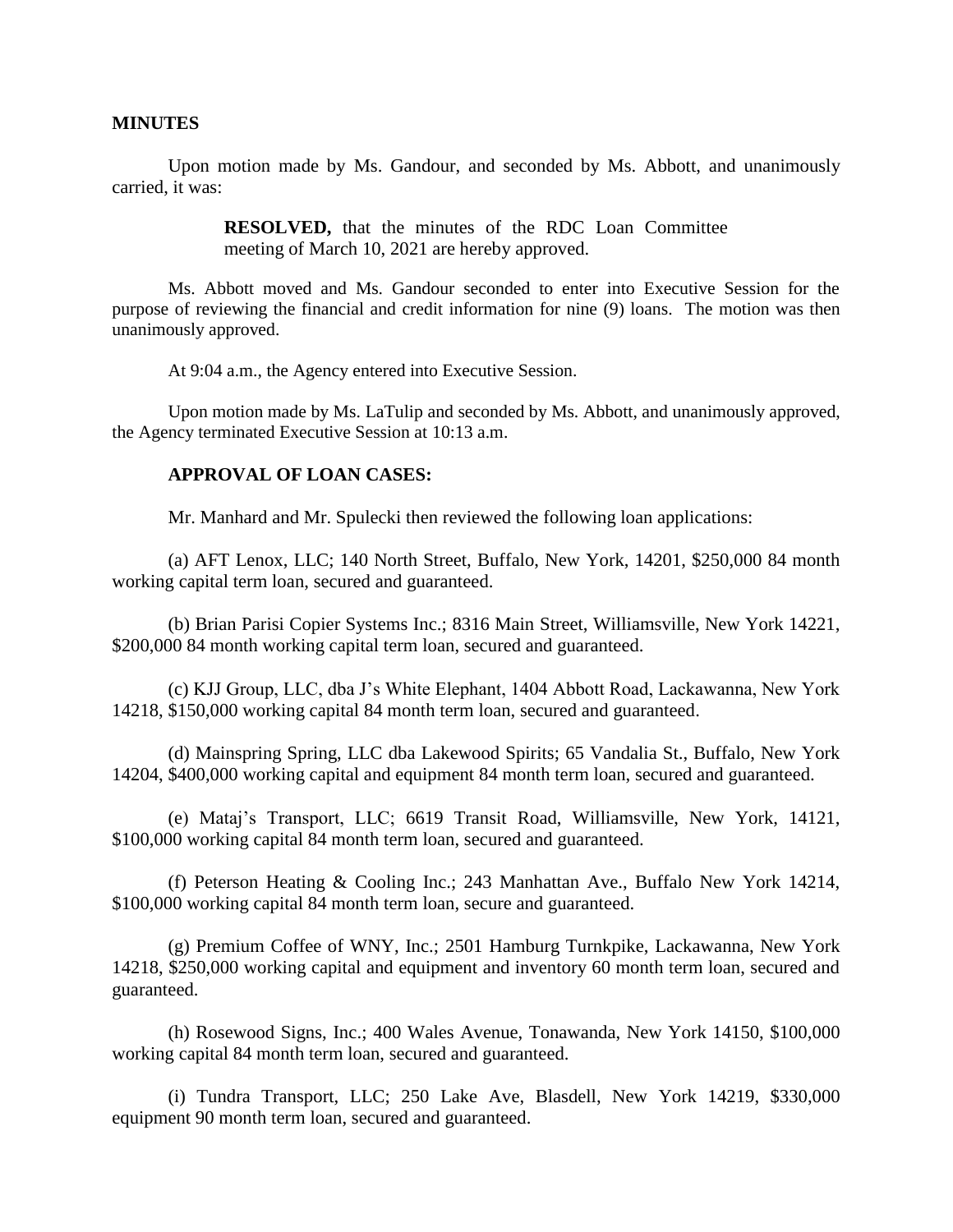**MINUTES**

Upon motion made by Ms. Gandour, and seconded by Ms. Abbott, and unanimously carried, it was:

> **RESOLVED,** that the minutes of the RDC Loan Committee meeting of March 10, 2021 are hereby approved.

Ms. Abbott moved and Ms. Gandour seconded to enter into Executive Session for the purpose of reviewing the financial and credit information for nine (9) loans. The motion was then unanimously approved.

At 9:04 a.m., the Agency entered into Executive Session.

Upon motion made by Ms. LaTulip and seconded by Ms. Abbott, and unanimously approved, the Agency terminated Executive Session at 10:13 a.m.

**APPROVAL OF LOAN CASES:**

Mr. Manhard and Mr. Spulecki then reviewed the following loan applications:

(a) AFT Lenox, LLC; 140 North Street, Buffalo, New York, 14201, $250,000 84 month working capital term loan, secured and guaranteed.

(b) Brian Parisi Copier Systems Inc.; 8316 Main Street, Williamsville, New York 14221, $200,000 84 month working capital term loan, secured and guaranteed.

(c) KJJ Group, LLC, dba J's White Elephant, 1404 Abbott Road, Lackawanna, New York 14218, $150,000 working capital 84 month term loan, secured and guaranteed.

(d) Mainspring Spring, LLC dba Lakewood Spirits; 65 Vandalia St., Buffalo, New York 14204, $400,000 working capital and equipment 84 month term loan, secured and guaranteed.

(e) Mataj's Transport, LLC; 6619 Transit Road, Williamsville, New York, 14121, $100,000 working capital 84 month term loan, secured and guaranteed.

(f) Peterson Heating & Cooling Inc.; 243 Manhattan Ave., Buffalo New York 14214, $100,000 working capital 84 month term loan, secure and guaranteed.

(g) Premium Coffee of WNY, Inc.; 2501 Hamburg Turnkpike, Lackawanna, New York 14218, $250,000 working capital and equipment and inventory 60 month term loan, secured and guaranteed.

(h) Rosewood Signs, Inc.; 400 Wales Avenue, Tonawanda, New York 14150, $100,000 working capital 84 month term loan, secured and guaranteed.

(i) Tundra Transport, LLC; 250 Lake Ave, Blasdell, New York 14219, $330,000 equipment 90 month term loan, secured and guaranteed.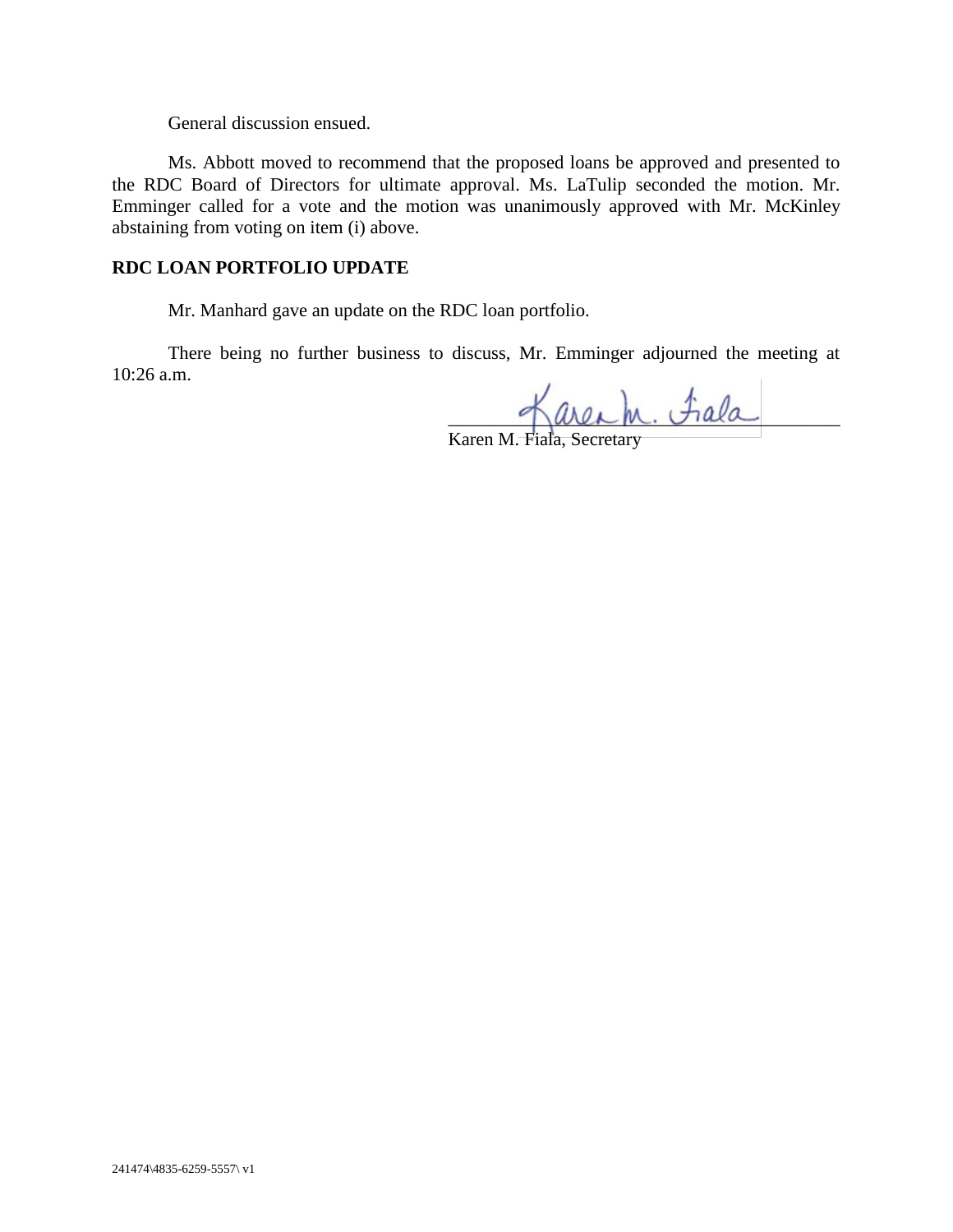General discussion ensued.

Ms. Abbott moved to recommend that the proposed loans be approved and presented to the RDC Board of Directors for ultimate approval. Ms. LaTulip seconded the motion. Mr. Emminger called for a vote and the motion was unanimously approved with Mr. McKinley abstaining from voting on item (i) above.

**RDC LOAN PORTFOLIO UPDATE**

Mr. Manhard gave an update on the RDC loan portfolio.

There being no further business to discuss, Mr. Emminger adjourned the meeting at 10:26 a.m.

Karen M. Fiala

Karen M. Fiala, Secretary

241474\4835-6259-5557\ v1